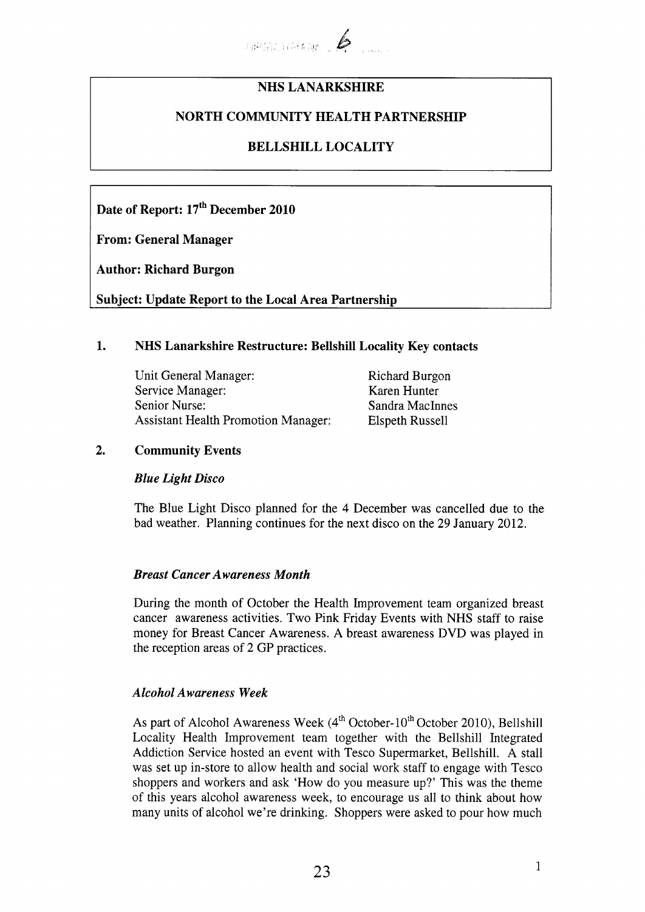# NHS LANARKSHIRE

## NORTH COMMUNITY HEALTH PARTNERSHIP

## BELLSHILL LOCALITY

**Date of Report: 17th December 2010**

**From: General Manager**

**Author: Richard Burgon**

**Subject: Update Report to the Local Area Partnership**

## 1. NHS Lanarkshire Restructure: Bellshill Locality Key contacts

| | |
|---|---|
| Unit General Manager: | Richard Burgon |
| Service Manager: | Karen Hunter |
| Senior Nurse: | Sandra MacInnes |
| Assistant Health Promotion Manager: | Elspeth Russell |

## 2. Community Events

*Blue Light Disco*

The Blue Light Disco planned for the 4 December was cancelled due to the bad weather. Planning continues for the next disco on the 29 January 2012.

*Breast Cancer Awareness Month*

During the month of October the Health Improvement team organized breast cancer awareness activities. Two Pink Friday Events with NHS staff to raise money for Breast Cancer Awareness. A breast awareness DVD was played in the reception areas of 2 GP practices.

*Alcohol Awareness Week*

As part of Alcohol Awareness Week (4th October-10th October 2010), Bellshill Locality Health Improvement team together with the Bellshill Integrated Addiction Service hosted an event with Tesco Supermarket, Bellshill. A stall was set up in-store to allow health and social work staff to engage with Tesco shoppers and workers and ask 'How do you measure up?' This was the theme of this years alcohol awareness week, to encourage us all to think about how many units of alcohol we're drinking. Shoppers were asked to pour how much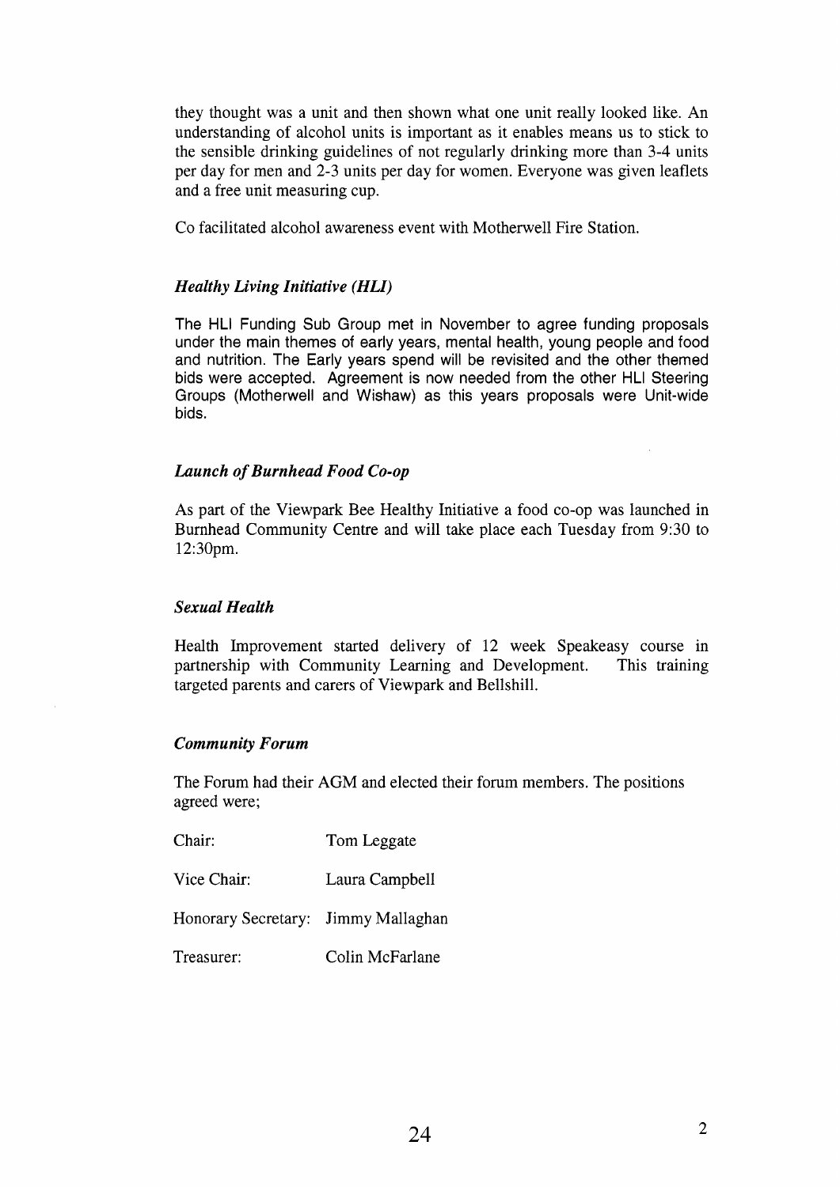they thought was a unit and then shown what one unit really looked like. An understanding of alcohol units is important as it enables means us to stick to the sensible drinking guidelines of not regularly drinking more than 3-4 units per day for men and 2-3 units per day for women. Everyone was given leaflets and a free unit measuring cup.

Co facilitated alcohol awareness event with Motherwell Fire Station.

### *Healthy Living Initiative (HLI)*

The HLI Funding Sub Group met in November to agree funding proposals under the main themes of early years, mental health, young people and food and nutrition. The Early years spend will be revisited and the other themed bids were accepted. Agreement is now needed from the other HLI Steering Groups (Motherwell and Wishaw) as this years proposals were Unit-wide bids.

### *Launch of Burnhead Food Co-op*

As part of the Viewpark Bee Healthy Initiative a food co-op was launched in Burnhead Community Centre and will take place each Tuesday from 9:30 to 12:30pm.

### *Sexual Health*

Health Improvement started delivery of 12 week Speakeasy course in partnership with Community Learning and Development. This training targeted parents and carers of Viewpark and Bellshill.

### *Community Forum*

The Forum had their AGM and elected their forum members. The positions agreed were;

| | |
|---|---|
| Chair: | Tom Leggate |
| Vice Chair: | Laura Campbell |
| Honorary Secretary: | Jimmy Mallaghan |
| Treasurer: | Colin McFarlane |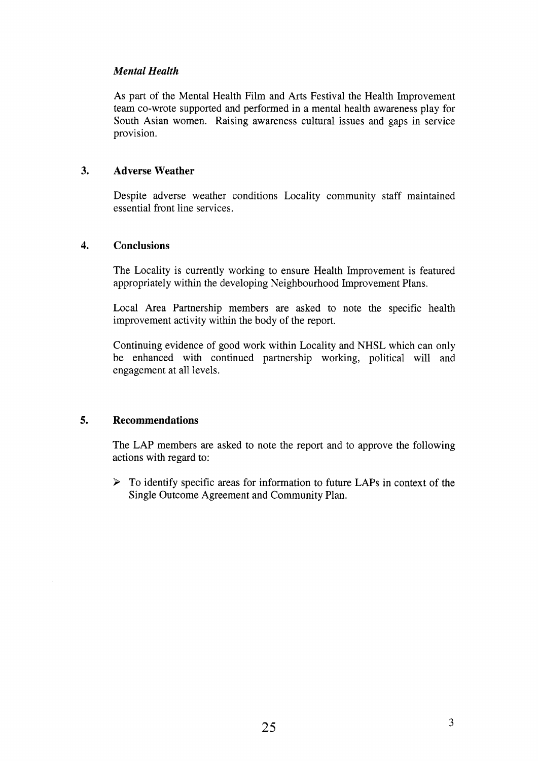### *Mental Health*

As part of the Mental Health Film and Arts Festival the Health Improvement team co-wrote supported and performed in a mental health awareness play for South Asian women. Raising awareness cultural issues and gaps in service provision.

## 3. Adverse Weather

Despite adverse weather conditions Locality community staff maintained essential front line services.

## 4. Conclusions

The Locality is currently working to ensure Health Improvement is featured appropriately within the developing Neighbourhood Improvement Plans.

Local Area Partnership members are asked to note the specific health improvement activity within the body of the report.

Continuing evidence of good work within Locality and NHSL which can only be enhanced with continued partnership working, political will and engagement at all levels.

## 5. Recommendations

The LAP members are asked to note the report and to approve the following actions with regard to:

- To identify specific areas for information to future LAPs in context of the Single Outcome Agreement and Community Plan.